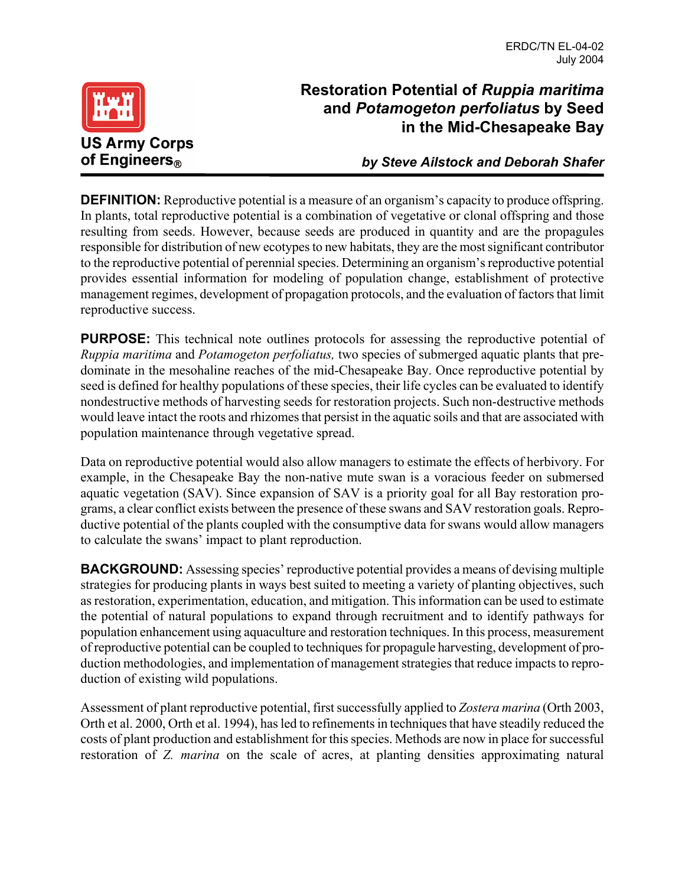ERDC/TN EL-04-02
July 2004

US Army Corps of Engineers®

# Restoration Potential of *Ruppia maritima* and *Potamogeton perfoliatus* by Seed in the Mid-Chesapeake Bay

***by Steve Ailstock and Deborah Shafer***

**DEFINITION:** Reproductive potential is a measure of an organism's capacity to produce offspring. In plants, total reproductive potential is a combination of vegetative or clonal offspring and those resulting from seeds. However, because seeds are produced in quantity and are the propagules responsible for distribution of new ecotypes to new habitats, they are the most significant contributor to the reproductive potential of perennial species. Determining an organism's reproductive potential provides essential information for modeling of population change, establishment of protective management regimes, development of propagation protocols, and the evaluation of factors that limit reproductive success.

**PURPOSE:** This technical note outlines protocols for assessing the reproductive potential of *Ruppia maritima* and *Potamogeton perfoliatus,* two species of submerged aquatic plants that predominate in the mesohaline reaches of the mid-Chesapeake Bay. Once reproductive potential by seed is defined for healthy populations of these species, their life cycles can be evaluated to identify nondestructive methods of harvesting seeds for restoration projects. Such non-destructive methods would leave intact the roots and rhizomes that persist in the aquatic soils and that are associated with population maintenance through vegetative spread.

Data on reproductive potential would also allow managers to estimate the effects of herbivory. For example, in the Chesapeake Bay the non-native mute swan is a voracious feeder on submersed aquatic vegetation (SAV). Since expansion of SAV is a priority goal for all Bay restoration programs, a clear conflict exists between the presence of these swans and SAV restoration goals. Reproductive potential of the plants coupled with the consumptive data for swans would allow managers to calculate the swans' impact to plant reproduction.

**BACKGROUND:** Assessing species' reproductive potential provides a means of devising multiple strategies for producing plants in ways best suited to meeting a variety of planting objectives, such as restoration, experimentation, education, and mitigation. This information can be used to estimate the potential of natural populations to expand through recruitment and to identify pathways for population enhancement using aquaculture and restoration techniques. In this process, measurement of reproductive potential can be coupled to techniques for propagule harvesting, development of production methodologies, and implementation of management strategies that reduce impacts to reproduction of existing wild populations.

Assessment of plant reproductive potential, first successfully applied to *Zostera marina* (Orth 2003, Orth et al. 2000, Orth et al. 1994), has led to refinements in techniques that have steadily reduced the costs of plant production and establishment for this species. Methods are now in place for successful restoration of *Z. marina* on the scale of acres, at planting densities approximating natural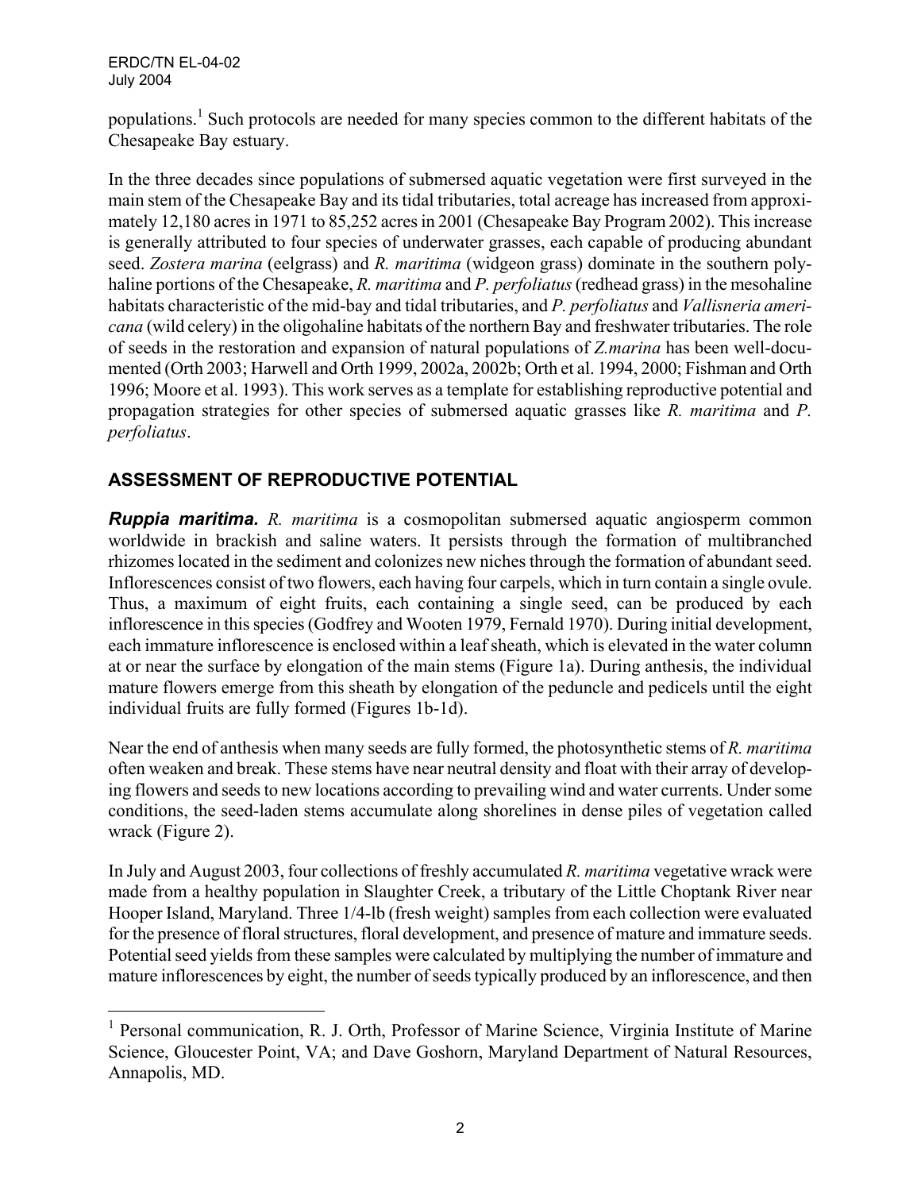populations.[1] Such protocols are needed for many species common to the different habitats of the Chesapeake Bay estuary.

In the three decades since populations of submersed aquatic vegetation were first surveyed in the main stem of the Chesapeake Bay and its tidal tributaries, total acreage has increased from approximately 12,180 acres in 1971 to 85,252 acres in 2001 (Chesapeake Bay Program 2002). This increase is generally attributed to four species of underwater grasses, each capable of producing abundant seed. *Zostera marina* (eelgrass) and *R. maritima* (widgeon grass) dominate in the southern polyhaline portions of the Chesapeake, *R. maritima* and *P. perfoliatus* (redhead grass) in the mesohaline habitats characteristic of the mid-bay and tidal tributaries, and *P. perfoliatus* and *Vallisneria americana* (wild celery) in the oligohaline habitats of the northern Bay and freshwater tributaries. The role of seeds in the restoration and expansion of natural populations of *Z.marina* has been well-documented (Orth 2003; Harwell and Orth 1999, 2002a, 2002b; Orth et al. 1994, 2000; Fishman and Orth 1996; Moore et al. 1993). This work serves as a template for establishing reproductive potential and propagation strategies for other species of submersed aquatic grasses like *R. maritima* and *P. perfoliatus*.

## ASSESSMENT OF REPRODUCTIVE POTENTIAL

***Ruppia maritima.*** *R. maritima* is a cosmopolitan submersed aquatic angiosperm common worldwide in brackish and saline waters. It persists through the formation of multibranched rhizomes located in the sediment and colonizes new niches through the formation of abundant seed. Inflorescences consist of two flowers, each having four carpels, which in turn contain a single ovule. Thus, a maximum of eight fruits, each containing a single seed, can be produced by each inflorescence in this species (Godfrey and Wooten 1979, Fernald 1970). During initial development, each immature inflorescence is enclosed within a leaf sheath, which is elevated in the water column at or near the surface by elongation of the main stems (Figure 1a). During anthesis, the individual mature flowers emerge from this sheath by elongation of the peduncle and pedicels until the eight individual fruits are fully formed (Figures 1b-1d).

Near the end of anthesis when many seeds are fully formed, the photosynthetic stems of *R. maritima* often weaken and break. These stems have near neutral density and float with their array of developing flowers and seeds to new locations according to prevailing wind and water currents. Under some conditions, the seed-laden stems accumulate along shorelines in dense piles of vegetation called wrack (Figure 2).

In July and August 2003, four collections of freshly accumulated *R. maritima* vegetative wrack were made from a healthy population in Slaughter Creek, a tributary of the Little Choptank River near Hooper Island, Maryland. Three 1/4-lb (fresh weight) samples from each collection were evaluated for the presence of floral structures, floral development, and presence of mature and immature seeds. Potential seed yields from these samples were calculated by multiplying the number of immature and mature inflorescences by eight, the number of seeds typically produced by an inflorescence, and then

---

[1] Personal communication, R. J. Orth, Professor of Marine Science, Virginia Institute of Marine Science, Gloucester Point, VA; and Dave Goshorn, Maryland Department of Natural Resources, Annapolis, MD.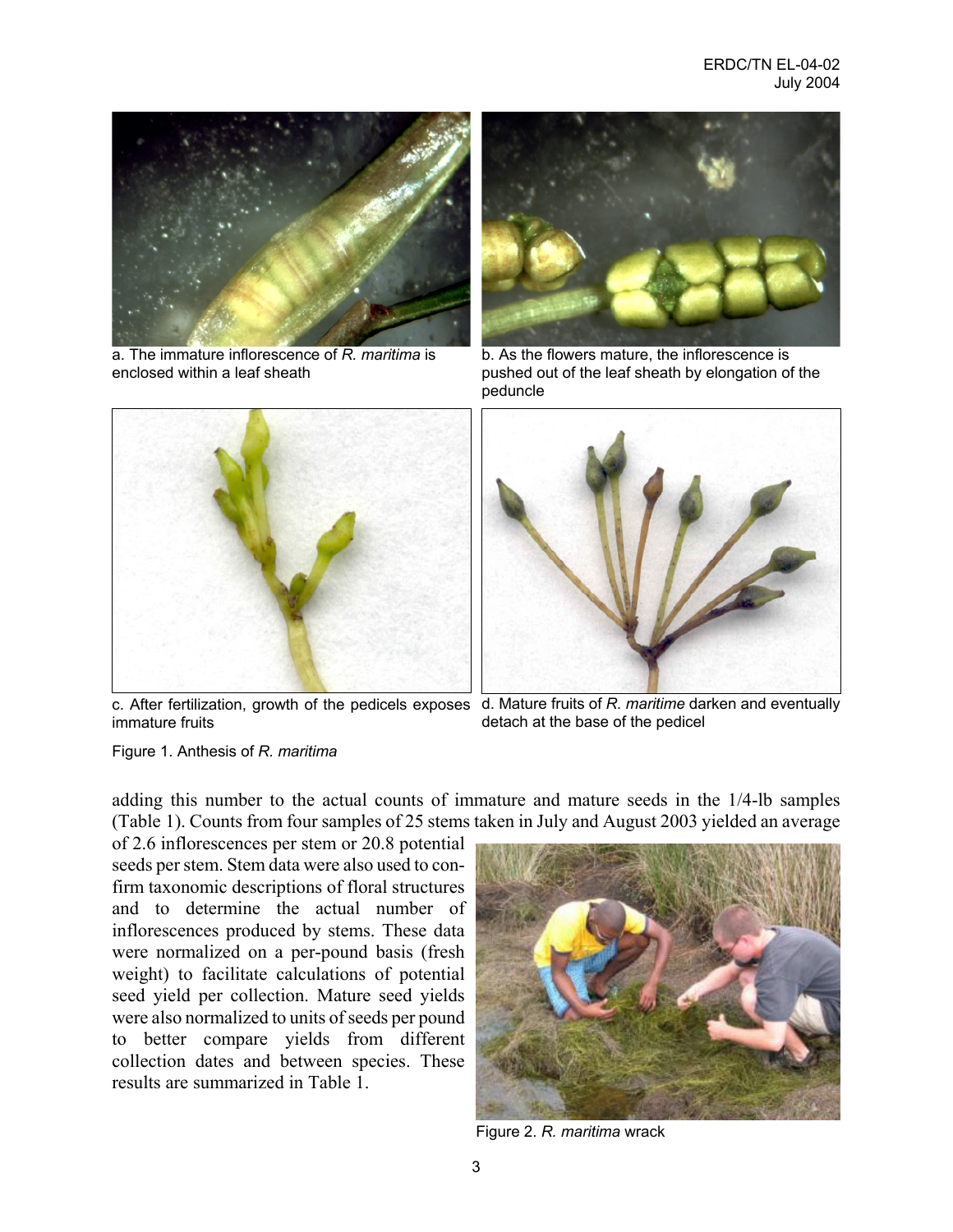a. The immature inflorescence of *R. maritima* is enclosed within a leaf sheath

b. As the flowers mature, the inflorescence is pushed out of the leaf sheath by elongation of the peduncle

c. After fertilization, growth of the pedicels exposes immature fruits

d. Mature fruits of *R. maritime* darken and eventually detach at the base of the pedicel

Figure 1. Anthesis of *R. maritima*

adding this number to the actual counts of immature and mature seeds in the 1/4-lb samples (Table 1). Counts from four samples of 25 stems taken in July and August 2003 yielded an average of 2.6 inflorescences per stem or 20.8 potential seeds per stem. Stem data were also used to confirm taxonomic descriptions of floral structures and to determine the actual number of inflorescences produced by stems. These data were normalized on a per-pound basis (fresh weight) to facilitate calculations of potential seed yield per collection. Mature seed yields were also normalized to units of seeds per pound to better compare yields from different collection dates and between species. These results are summarized in Table 1.

Figure 2. *R. maritima* wrack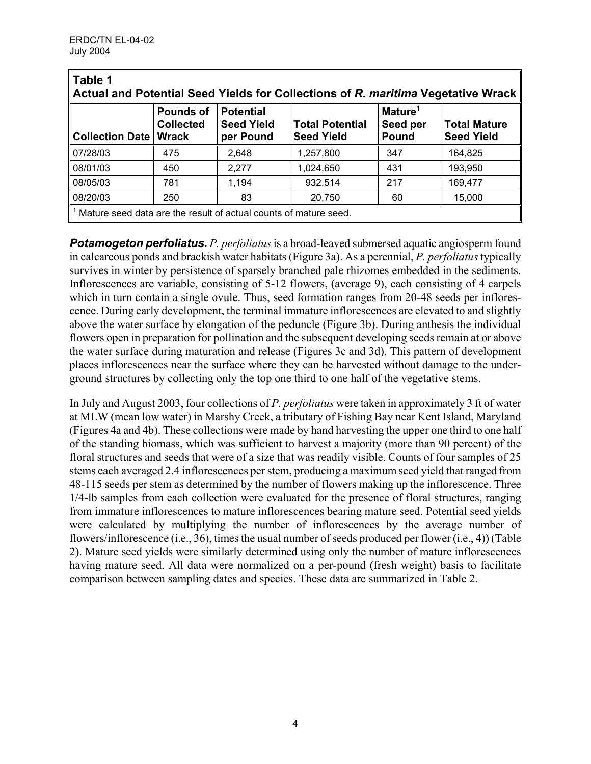**Table 1**
**Actual and Potential Seed Yields for Collections of *R. maritima* Vegetative Wrack**

| Collection Date | Pounds of Collected Wrack | Potential Seed Yield per Pound | Total Potential Seed Yield | Mature[1] Seed per Pound | Total Mature Seed Yield |
|---|---|---|---|---|---|
| 07/28/03 | 475 | 2,648 | 1,257,800 | 347 | 164,825 |
| 08/01/03 | 450 | 2,277 | 1,024,650 | 431 | 193,950 |
| 08/05/03 | 781 | 1,194 | 932,514 | 217 | 169,477 |
| 08/20/03 | 250 | 83 | 20,750 | 60 | 15,000 |

[1] Mature seed data are the result of actual counts of mature seed.

***Potamogeton perfoliatus.*** *P. perfoliatus* is a broad-leaved submersed aquatic angiosperm found in calcareous ponds and brackish water habitats (Figure 3a). As a perennial, *P. perfoliatus* typically survives in winter by persistence of sparsely branched pale rhizomes embedded in the sediments. Inflorescences are variable, consisting of 5-12 flowers, (average 9), each consisting of 4 carpels which in turn contain a single ovule. Thus, seed formation ranges from 20-48 seeds per inflorescence. During early development, the terminal immature inflorescences are elevated to and slightly above the water surface by elongation of the peduncle (Figure 3b). During anthesis the individual flowers open in preparation for pollination and the subsequent developing seeds remain at or above the water surface during maturation and release (Figures 3c and 3d). This pattern of development places inflorescences near the surface where they can be harvested without damage to the underground structures by collecting only the top one third to one half of the vegetative stems.

In July and August 2003, four collections of *P. perfoliatus* were taken in approximately 3 ft of water at MLW (mean low water) in Marshy Creek, a tributary of Fishing Bay near Kent Island, Maryland (Figures 4a and 4b). These collections were made by hand harvesting the upper one third to one half of the standing biomass, which was sufficient to harvest a majority (more than 90 percent) of the floral structures and seeds that were of a size that was readily visible. Counts of four samples of 25 stems each averaged 2.4 inflorescences per stem, producing a maximum seed yield that ranged from 48-115 seeds per stem as determined by the number of flowers making up the inflorescence. Three 1/4-lb samples from each collection were evaluated for the presence of floral structures, ranging from immature inflorescences to mature inflorescences bearing mature seed. Potential seed yields were calculated by multiplying the number of inflorescences by the average number of flowers/inflorescence (i.e., 36), times the usual number of seeds produced per flower (i.e., 4)) (Table 2). Mature seed yields were similarly determined using only the number of mature inflorescences having mature seed. All data were normalized on a per-pound (fresh weight) basis to facilitate comparison between sampling dates and species. These data are summarized in Table 2.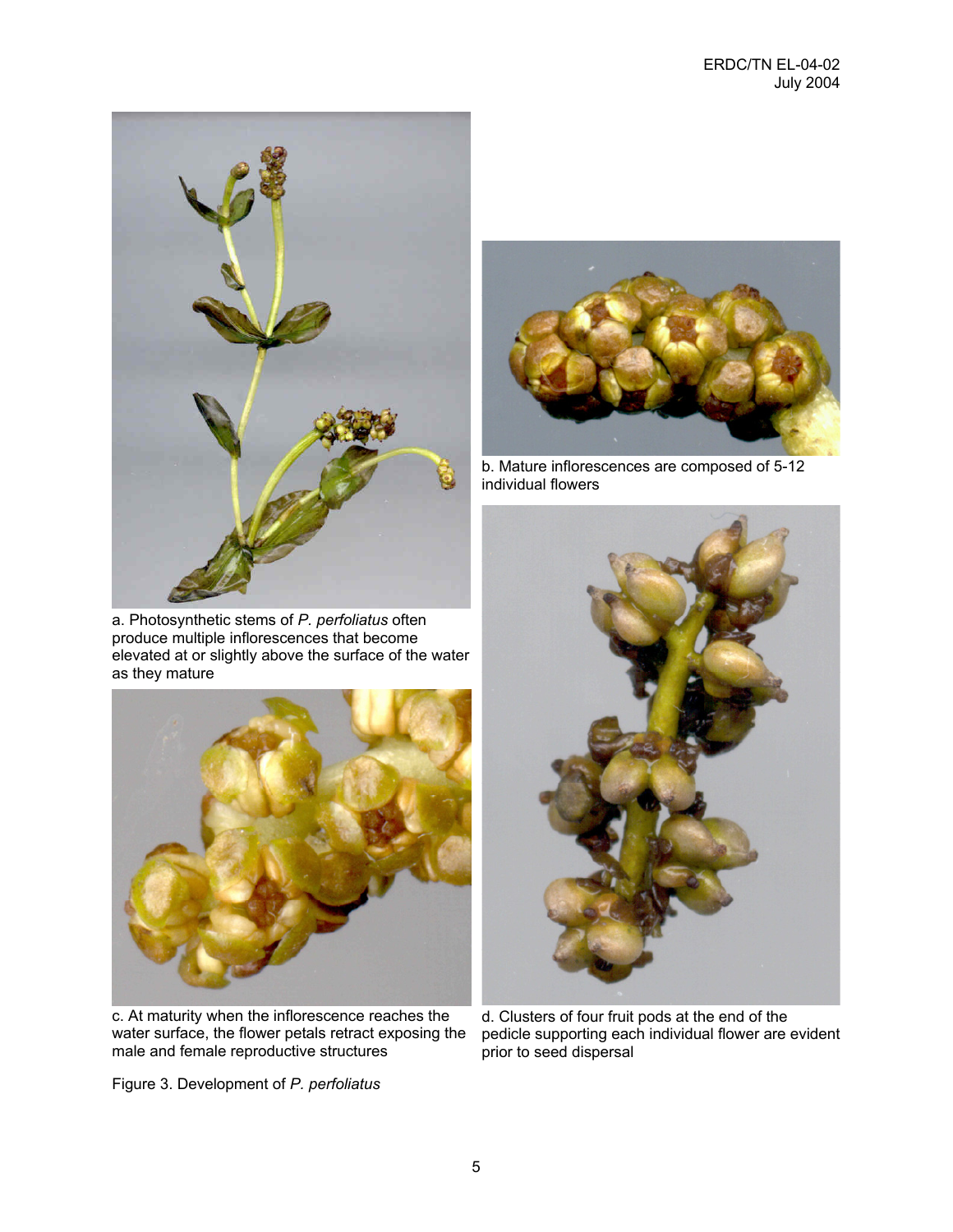a. Photosynthetic stems of *P. perfoliatus* often produce multiple inflorescences that become elevated at or slightly above the surface of the water as they mature

b. Mature inflorescences are composed of 5-12 individual flowers

c. At maturity when the inflorescence reaches the water surface, the flower petals retract exposing the male and female reproductive structures

d. Clusters of four fruit pods at the end of the pedicle supporting each individual flower are evident prior to seed dispersal

Figure 3. Development of *P. perfoliatus*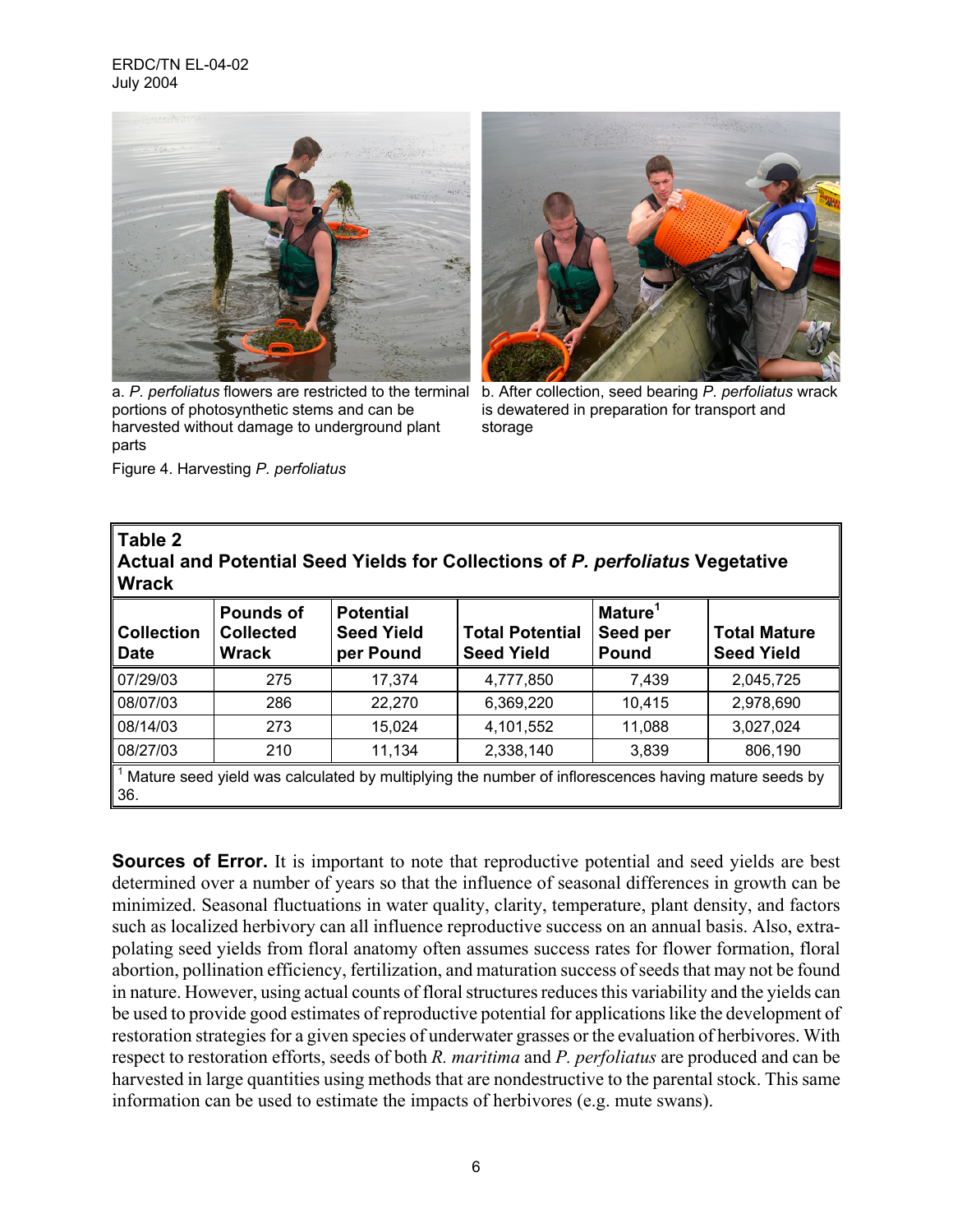a. *P. perfoliatus* flowers are restricted to the terminal portions of photosynthetic stems and can be harvested without damage to underground plant parts

b. After collection, seed bearing *P. perfoliatus* wrack is dewatered in preparation for transport and storage

Figure 4. Harvesting *P. perfoliatus*

**Table 2**
**Actual and Potential Seed Yields for Collections of *P. perfoliatus* Vegetative Wrack**

| Collection Date | Pounds of Collected Wrack | Potential Seed Yield per Pound | Total Potential Seed Yield | Mature[1] Seed per Pound | Total Mature Seed Yield |
|---|---|---|---|---|---|
| 07/29/03 | 275 | 17,374 | 4,777,850 | 7,439 | 2,045,725 |
| 08/07/03 | 286 | 22,270 | 6,369,220 | 10,415 | 2,978,690 |
| 08/14/03 | 273 | 15,024 | 4,101,552 | 11,088 | 3,027,024 |
| 08/27/03 | 210 | 11,134 | 2,338,140 | 3,839 | 806,190 |

[1] Mature seed yield was calculated by multiplying the number of inflorescences having mature seeds by 36.

**Sources of Error.** It is important to note that reproductive potential and seed yields are best determined over a number of years so that the influence of seasonal differences in growth can be minimized. Seasonal fluctuations in water quality, clarity, temperature, plant density, and factors such as localized herbivory can all influence reproductive success on an annual basis. Also, extrapolating seed yields from floral anatomy often assumes success rates for flower formation, floral abortion, pollination efficiency, fertilization, and maturation success of seeds that may not be found in nature. However, using actual counts of floral structures reduces this variability and the yields can be used to provide good estimates of reproductive potential for applications like the development of restoration strategies for a given species of underwater grasses or the evaluation of herbivores. With respect to restoration efforts, seeds of both *R. maritima* and *P. perfoliatus* are produced and can be harvested in large quantities using methods that are nondestructive to the parental stock. This same information can be used to estimate the impacts of herbivores (e.g. mute swans).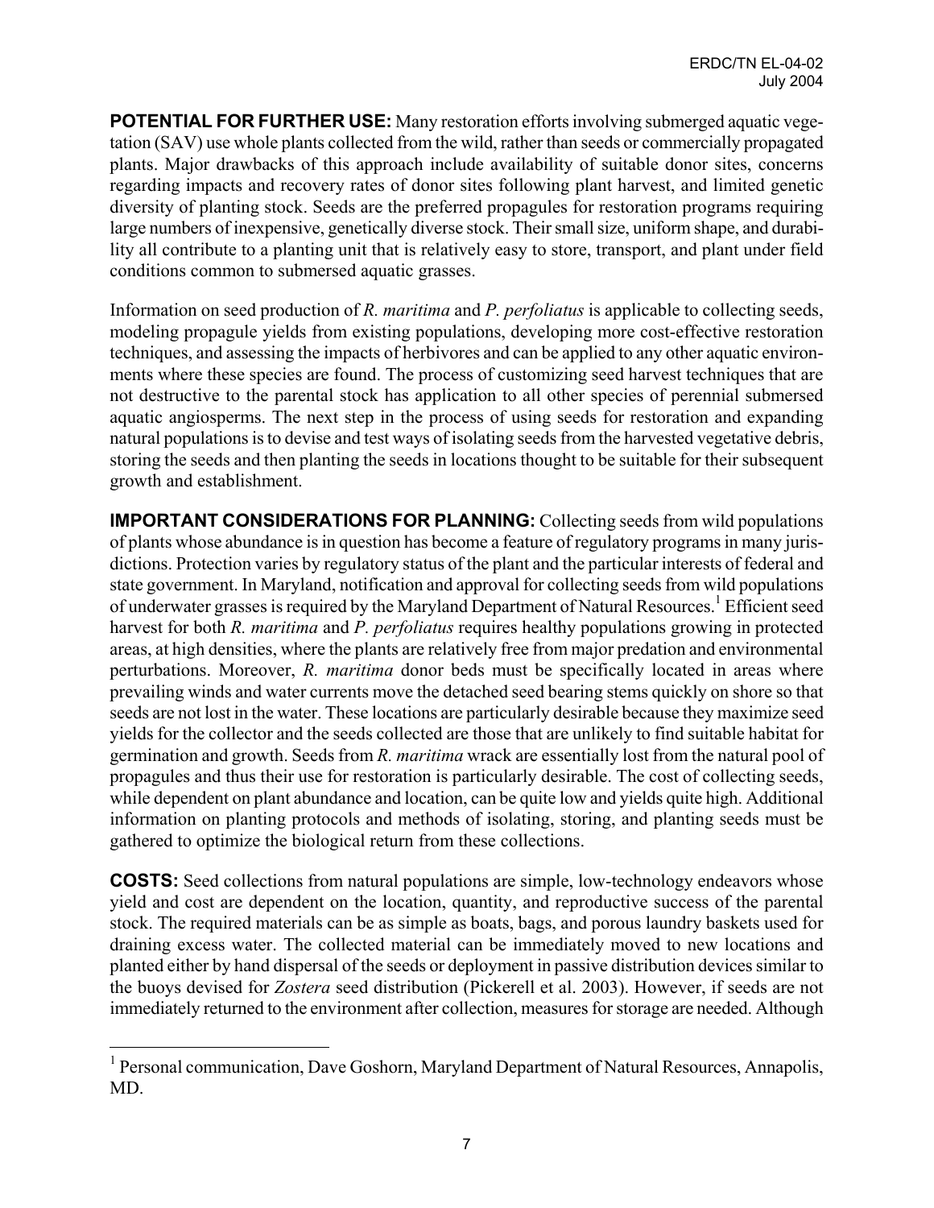**POTENTIAL FOR FURTHER USE:** Many restoration efforts involving submerged aquatic vegetation (SAV) use whole plants collected from the wild, rather than seeds or commercially propagated plants. Major drawbacks of this approach include availability of suitable donor sites, concerns regarding impacts and recovery rates of donor sites following plant harvest, and limited genetic diversity of planting stock. Seeds are the preferred propagules for restoration programs requiring large numbers of inexpensive, genetically diverse stock. Their small size, uniform shape, and durability all contribute to a planting unit that is relatively easy to store, transport, and plant under field conditions common to submersed aquatic grasses.

Information on seed production of *R. maritima* and *P. perfoliatus* is applicable to collecting seeds, modeling propagule yields from existing populations, developing more cost-effective restoration techniques, and assessing the impacts of herbivores and can be applied to any other aquatic environments where these species are found. The process of customizing seed harvest techniques that are not destructive to the parental stock has application to all other species of perennial submersed aquatic angiosperms. The next step in the process of using seeds for restoration and expanding natural populations is to devise and test ways of isolating seeds from the harvested vegetative debris, storing the seeds and then planting the seeds in locations thought to be suitable for their subsequent growth and establishment.

**IMPORTANT CONSIDERATIONS FOR PLANNING:** Collecting seeds from wild populations of plants whose abundance is in question has become a feature of regulatory programs in many jurisdictions. Protection varies by regulatory status of the plant and the particular interests of federal and state government. In Maryland, notification and approval for collecting seeds from wild populations of underwater grasses is required by the Maryland Department of Natural Resources.[1] Efficient seed harvest for both *R. maritima* and *P. perfoliatus* requires healthy populations growing in protected areas, at high densities, where the plants are relatively free from major predation and environmental perturbations. Moreover, *R. maritima* donor beds must be specifically located in areas where prevailing winds and water currents move the detached seed bearing stems quickly on shore so that seeds are not lost in the water. These locations are particularly desirable because they maximize seed yields for the collector and the seeds collected are those that are unlikely to find suitable habitat for germination and growth. Seeds from *R. maritima* wrack are essentially lost from the natural pool of propagules and thus their use for restoration is particularly desirable. The cost of collecting seeds, while dependent on plant abundance and location, can be quite low and yields quite high. Additional information on planting protocols and methods of isolating, storing, and planting seeds must be gathered to optimize the biological return from these collections.

**COSTS:** Seed collections from natural populations are simple, low-technology endeavors whose yield and cost are dependent on the location, quantity, and reproductive success of the parental stock. The required materials can be as simple as boats, bags, and porous laundry baskets used for draining excess water. The collected material can be immediately moved to new locations and planted either by hand dispersal of the seeds or deployment in passive distribution devices similar to the buoys devised for *Zostera* seed distribution (Pickerell et al. 2003). However, if seeds are not immediately returned to the environment after collection, measures for storage are needed. Although

---

[1] Personal communication, Dave Goshorn, Maryland Department of Natural Resources, Annapolis, MD.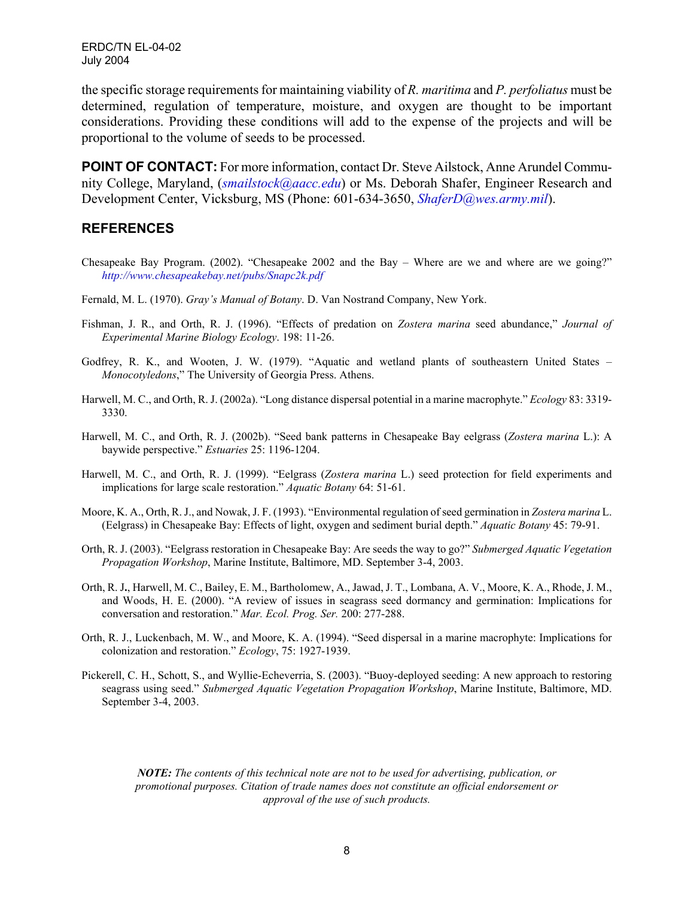the specific storage requirements for maintaining viability of *R. maritima* and *P. perfoliatus* must be determined, regulation of temperature, moisture, and oxygen are thought to be important considerations. Providing these conditions will add to the expense of the projects and will be proportional to the volume of seeds to be processed.

**POINT OF CONTACT:** For more information, contact Dr. Steve Ailstock, Anne Arundel Community College, Maryland, (*smailstock@aacc.edu*) or Ms. Deborah Shafer, Engineer Research and Development Center, Vicksburg, MS (Phone: 601-634-3650, *ShaferD@wes.army.mil*).

## REFERENCES

Chesapeake Bay Program. (2002). "Chesapeake 2002 and the Bay – Where are we and where are we going?" *http://www.chesapeakebay.net/pubs/Snapc2k.pdf*

Fernald, M. L. (1970). *Gray's Manual of Botany*. D. Van Nostrand Company, New York.

Fishman, J. R., and Orth, R. J. (1996). "Effects of predation on *Zostera marina* seed abundance," *Journal of Experimental Marine Biology Ecology*. 198: 11-26.

Godfrey, R. K., and Wooten, J. W. (1979). "Aquatic and wetland plants of southeastern United States – *Monocotyledons*," The University of Georgia Press. Athens.

Harwell, M. C., and Orth, R. J. (2002a). "Long distance dispersal potential in a marine macrophyte." *Ecology* 83: 3319-3330.

Harwell, M. C., and Orth, R. J. (2002b). "Seed bank patterns in Chesapeake Bay eelgrass (*Zostera marina* L.): A baywide perspective." *Estuaries* 25: 1196-1204.

Harwell, M. C., and Orth, R. J. (1999). "Eelgrass (*Zostera marina* L.) seed protection for field experiments and implications for large scale restoration." *Aquatic Botany* 64: 51-61.

Moore, K. A., Orth, R. J., and Nowak, J. F. (1993). "Environmental regulation of seed germination in *Zostera marina* L. (Eelgrass) in Chesapeake Bay: Effects of light, oxygen and sediment burial depth." *Aquatic Botany* 45: 79-91.

Orth, R. J. (2003). "Eelgrass restoration in Chesapeake Bay: Are seeds the way to go?" *Submerged Aquatic Vegetation Propagation Workshop*, Marine Institute, Baltimore, MD. September 3-4, 2003.

Orth, R. J**.**, Harwell, M. C., Bailey, E. M., Bartholomew, A., Jawad, J. T., Lombana, A. V., Moore, K. A., Rhode, J. M., and Woods, H. E. (2000). "A review of issues in seagrass seed dormancy and germination: Implications for conversation and restoration." *Mar. Ecol. Prog. Ser.* 200: 277-288.

Orth, R. J., Luckenbach, M. W., and Moore, K. A. (1994). "Seed dispersal in a marine macrophyte: Implications for colonization and restoration." *Ecology*, 75: 1927-1939.

Pickerell, C. H., Schott, S., and Wyllie-Echeverria, S. (2003). "Buoy-deployed seeding: A new approach to restoring seagrass using seed." *Submerged Aquatic Vegetation Propagation Workshop*, Marine Institute, Baltimore, MD. September 3-4, 2003.

***NOTE:*** *The contents of this technical note are not to be used for advertising, publication, or promotional purposes. Citation of trade names does not constitute an official endorsement or approval of the use of such products.*